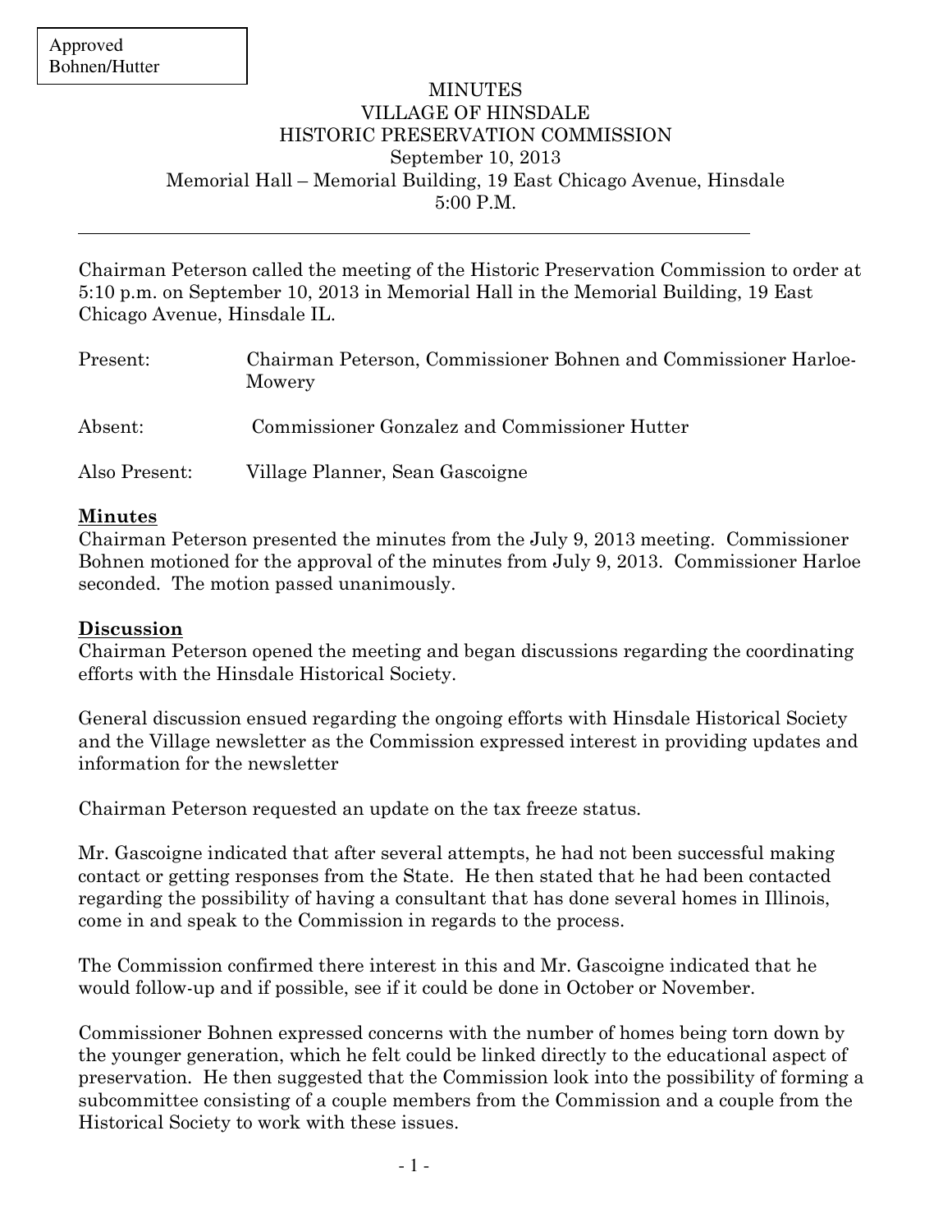Approved
Bohnen/Hutter

# MINUTES
# VILLAGE OF HINSDALE
# HISTORIC PRESERVATION COMMISSION

September 10, 2013
Memorial Hall – Memorial Building, 19 East Chicago Avenue, Hinsdale
5:00 P.M.

---

Chairman Peterson called the meeting of the Historic Preservation Commission to order at 5:10 p.m. on September 10, 2013 in Memorial Hall in the Memorial Building, 19 East Chicago Avenue, Hinsdale IL.

Present: Chairman Peterson, Commissioner Bohnen and Commissioner Harloe-Mowery

Absent: Commissioner Gonzalez and Commissioner Hutter

Also Present: Village Planner, Sean Gascoigne

**Minutes**

Chairman Peterson presented the minutes from the July 9, 2013 meeting. Commissioner Bohnen motioned for the approval of the minutes from July 9, 2013. Commissioner Harloe seconded. The motion passed unanimously.

**Discussion**

Chairman Peterson opened the meeting and began discussions regarding the coordinating efforts with the Hinsdale Historical Society.

General discussion ensued regarding the ongoing efforts with Hinsdale Historical Society and the Village newsletter as the Commission expressed interest in providing updates and information for the newsletter

Chairman Peterson requested an update on the tax freeze status.

Mr. Gascoigne indicated that after several attempts, he had not been successful making contact or getting responses from the State. He then stated that he had been contacted regarding the possibility of having a consultant that has done several homes in Illinois, come in and speak to the Commission in regards to the process.

The Commission confirmed there interest in this and Mr. Gascoigne indicated that he would follow-up and if possible, see if it could be done in October or November.

Commissioner Bohnen expressed concerns with the number of homes being torn down by the younger generation, which he felt could be linked directly to the educational aspect of preservation. He then suggested that the Commission look into the possibility of forming a subcommittee consisting of a couple members from the Commission and a couple from the Historical Society to work with these issues.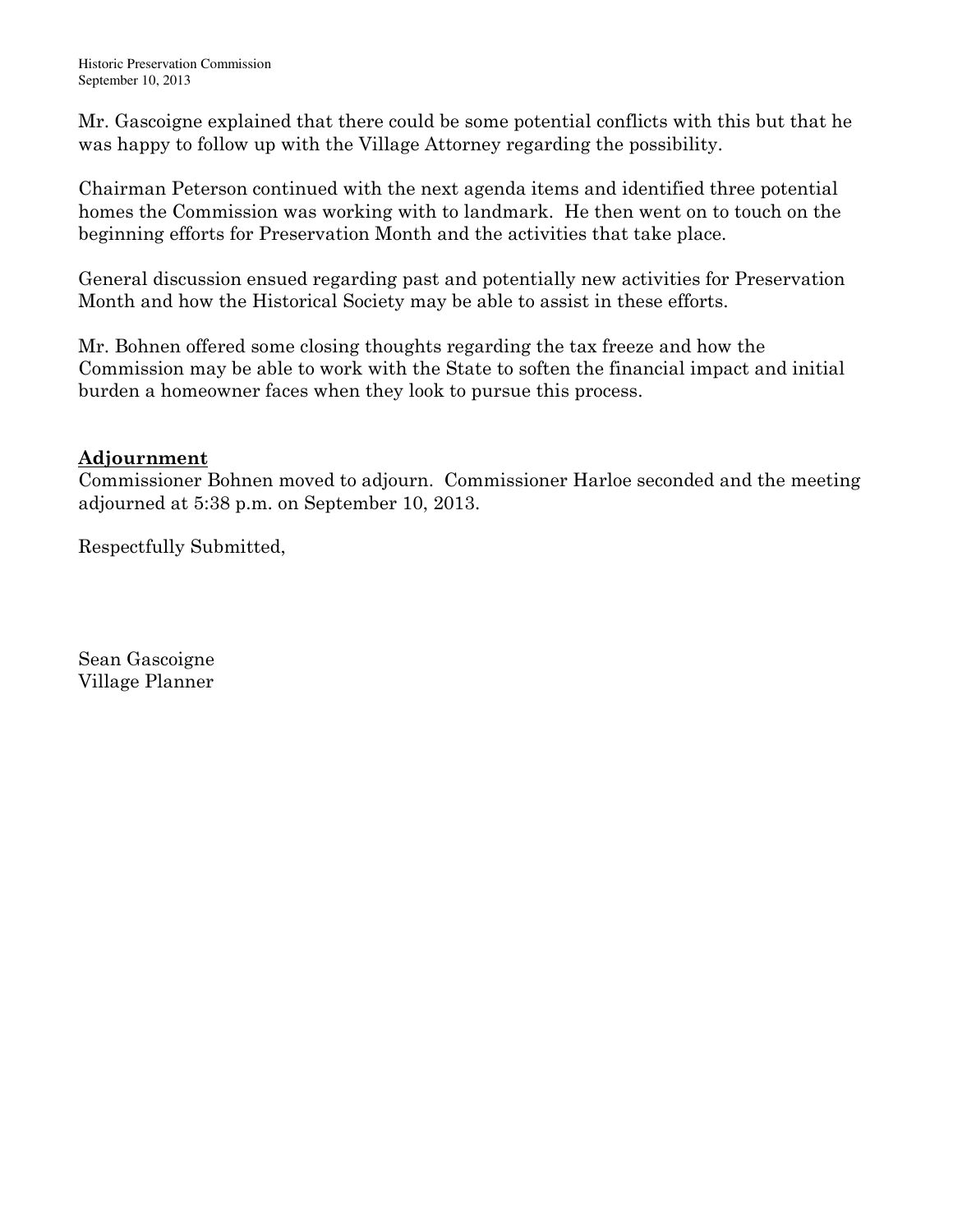Mr. Gascoigne explained that there could be some potential conflicts with this but that he was happy to follow up with the Village Attorney regarding the possibility.

Chairman Peterson continued with the next agenda items and identified three potential homes the Commission was working with to landmark. He then went on to touch on the beginning efforts for Preservation Month and the activities that take place.

General discussion ensued regarding past and potentially new activities for Preservation Month and how the Historical Society may be able to assist in these efforts.

Mr. Bohnen offered some closing thoughts regarding the tax freeze and how the Commission may be able to work with the State to soften the financial impact and initial burden a homeowner faces when they look to pursue this process.

**Adjournment**

Commissioner Bohnen moved to adjourn. Commissioner Harloe seconded and the meeting adjourned at 5:38 p.m. on September 10, 2013.

Respectfully Submitted,

Sean Gascoigne
Village Planner